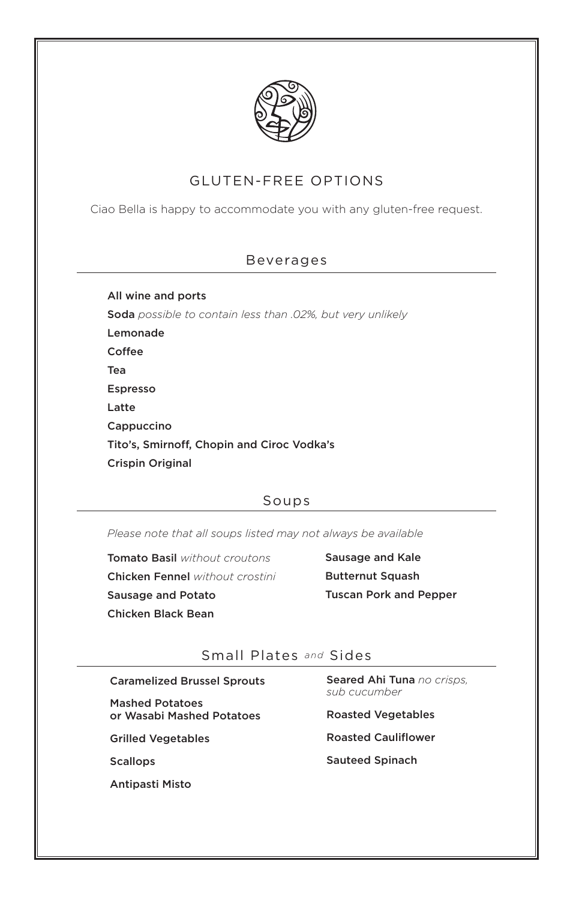# GLUTEN-FREE OPTIONS

Ciao Bella is happy to accommodate you with any gluten-free request.

## Beverages

**All wine and ports**

**Soda** *possible to contain less than .02%, but very unlikely*

**Lemonade**

**Coffee**

**Tea**

**Espresso**

**Latte**

**Cappuccino**

**Tito's, Smirnoff, Chopin and Ciroc Vodka's**

**Crispin Original**

## Soups

*Please note that all soups listed may not always be available*

**Tomato Basil** *without croutons*

**Chicken Fennel** *without crostini*

**Sausage and Potato**

**Chicken Black Bean**

**Sausage and Kale**

**Butternut Squash**

**Tuscan Pork and Pepper**

## Small Plates *and* Sides

**Caramelized Brussel Sprouts**

**Mashed Potatoes or Wasabi Mashed Potatoes**

**Grilled Vegetables**

**Scallops**

**Antipasti Misto**

**Seared Ahi Tuna** *no crisps, sub cucumber*

**Roasted Vegetables**

**Roasted Cauliflower**

**Sauteed Spinach**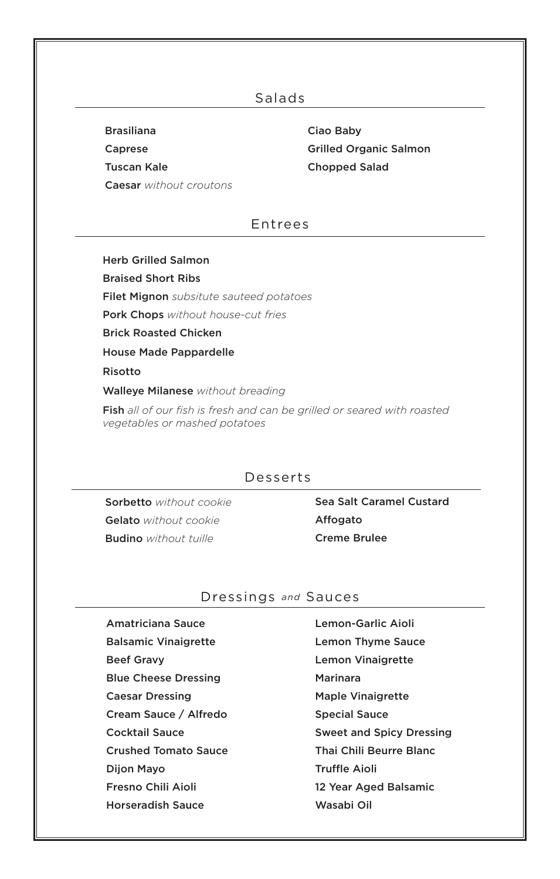## Salads

**Brasiliana**
**Caprese**
**Tuscan Kale**
**Caesar** *without croutons*
**Ciao Baby**
**Grilled Organic Salmon**
**Chopped Salad**

## Entrees

**Herb Grilled Salmon**
**Braised Short Ribs**
**Filet Mignon** *subsitute sauteed potatoes*
**Pork Chops** *without house-cut fries*
**Brick Roasted Chicken**
**House Made Pappardelle**
**Risotto**
**Walleye Milanese** *without breading*
**Fish** *all of our fish is fresh and can be grilled or seared with roasted vegetables or mashed potatoes*

## Desserts

**Sorbetto** *without cookie*
**Gelato** *without cookie*
**Budino** *without tuille*
**Sea Salt Caramel Custard**
**Affogato**
**Creme Brulee**

## Dressings *and* Sauces

**Amatriciana Sauce**
**Balsamic Vinaigrette**
**Beef Gravy**
**Blue Cheese Dressing**
**Caesar Dressing**
**Cream Sauce / Alfredo**
**Cocktail Sauce**
**Crushed Tomato Sauce**
**Dijon Mayo**
**Fresno Chili Aioli**
**Horseradish Sauce**
**Lemon-Garlic Aioli**
**Lemon Thyme Sauce**
**Lemon Vinaigrette**
**Marinara**
**Maple Vinaigrette**
**Special Sauce**
**Sweet and Spicy Dressing**
**Thai Chili Beurre Blanc**
**Truffle Aioli**
**12 Year Aged Balsamic**
**Wasabi Oil**